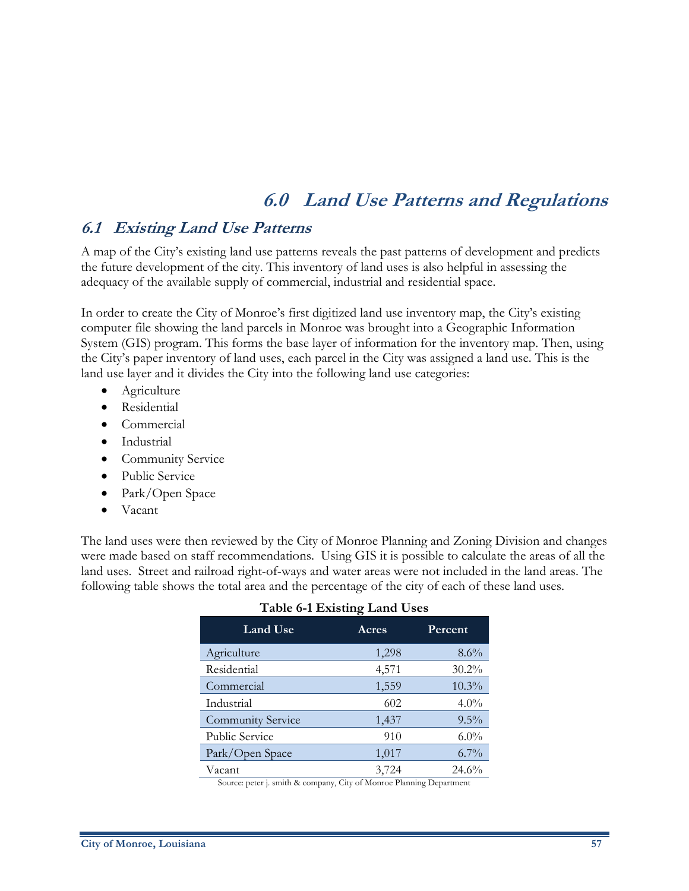# 6.0 Land Use Patterns and Regulations

## 6.1 Existing Land Use Patterns

A map of the City's existing land use patterns reveals the past patterns of development and predicts the future development of the city. This inventory of land uses is also helpful in assessing the adequacy of the available supply of commercial, industrial and residential space.

In order to create the City of Monroe's first digitized land use inventory map, the City's existing computer file showing the land parcels in Monroe was brought into a Geographic Information System (GIS) program. This forms the base layer of information for the inventory map. Then, using the City's paper inventory of land uses, each parcel in the City was assigned a land use. This is the land use layer and it divides the City into the following land use categories:

- Agriculture
- Residential
- Commercial
- Industrial
- Community Service
- Public Service
- Park/Open Space
- Vacant

The land uses were then reviewed by the City of Monroe Planning and Zoning Division and changes were made based on staff recommendations. Using GIS it is possible to calculate the areas of all the land uses. Street and railroad right-of-ways and water areas were not included in the land areas. The following table shows the total area and the percentage of the city of each of these land uses.

**Table 6-1 Existing Land Uses**

| Land Use | Acres | Percent |
|---|---:|---:|
| Agriculture | 1,298 | 8.6% |
| Residential | 4,571 | 30.2% |
| Commercial | 1,559 | 10.3% |
| Industrial | 602 | 4.0% |
| Community Service | 1,437 | 9.5% |
| Public Service | 910 | 6.0% |
| Park/Open Space | 1,017 | 6.7% |
| Vacant | 3,724 | 24.6% |

Source: peter j. smith & company, City of Monroe Planning Department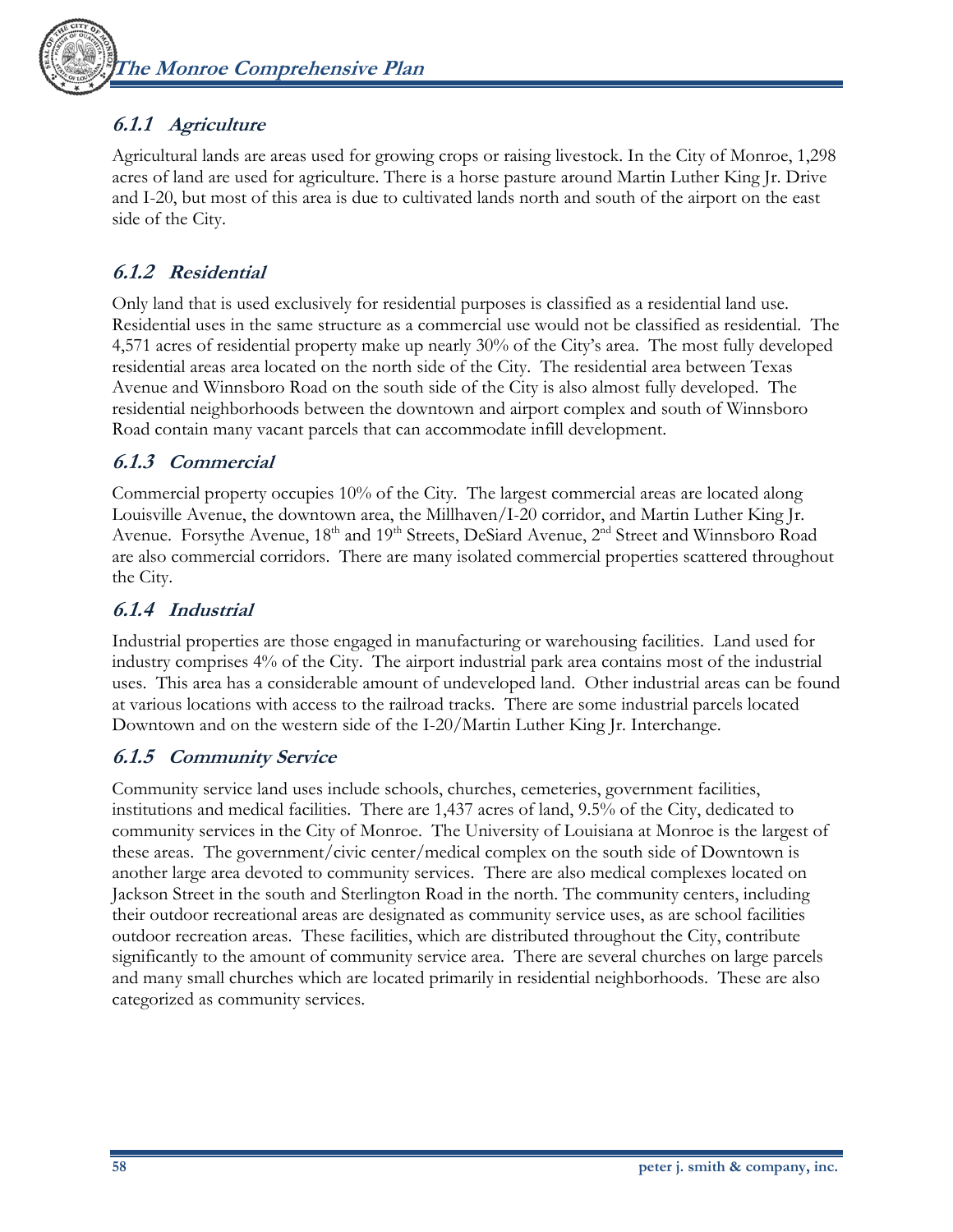### 6.1.1 Agriculture

Agricultural lands are areas used for growing crops or raising livestock. In the City of Monroe, 1,298 acres of land are used for agriculture. There is a horse pasture around Martin Luther King Jr. Drive and I-20, but most of this area is due to cultivated lands north and south of the airport on the east side of the City.

### 6.1.2 Residential

Only land that is used exclusively for residential purposes is classified as a residential land use. Residential uses in the same structure as a commercial use would not be classified as residential. The 4,571 acres of residential property make up nearly 30% of the City's area. The most fully developed residential areas area located on the north side of the City. The residential area between Texas Avenue and Winnsboro Road on the south side of the City is also almost fully developed. The residential neighborhoods between the downtown and airport complex and south of Winnsboro Road contain many vacant parcels that can accommodate infill development.

### 6.1.3 Commercial

Commercial property occupies 10% of the City. The largest commercial areas are located along Louisville Avenue, the downtown area, the Millhaven/I-20 corridor, and Martin Luther King Jr. Avenue. Forsythe Avenue, 18th and 19th Streets, DeSiard Avenue, 2nd Street and Winnsboro Road are also commercial corridors. There are many isolated commercial properties scattered throughout the City.

### 6.1.4 Industrial

Industrial properties are those engaged in manufacturing or warehousing facilities. Land used for industry comprises 4% of the City. The airport industrial park area contains most of the industrial uses. This area has a considerable amount of undeveloped land. Other industrial areas can be found at various locations with access to the railroad tracks. There are some industrial parcels located Downtown and on the western side of the I-20/Martin Luther King Jr. Interchange.

### 6.1.5 Community Service

Community service land uses include schools, churches, cemeteries, government facilities, institutions and medical facilities. There are 1,437 acres of land, 9.5% of the City, dedicated to community services in the City of Monroe. The University of Louisiana at Monroe is the largest of these areas. The government/civic center/medical complex on the south side of Downtown is another large area devoted to community services. There are also medical complexes located on Jackson Street in the south and Sterlington Road in the north. The community centers, including their outdoor recreational areas are designated as community service uses, as are school facilities outdoor recreation areas. These facilities, which are distributed throughout the City, contribute significantly to the amount of community service area. There are several churches on large parcels and many small churches which are located primarily in residential neighborhoods. These are also categorized as community services.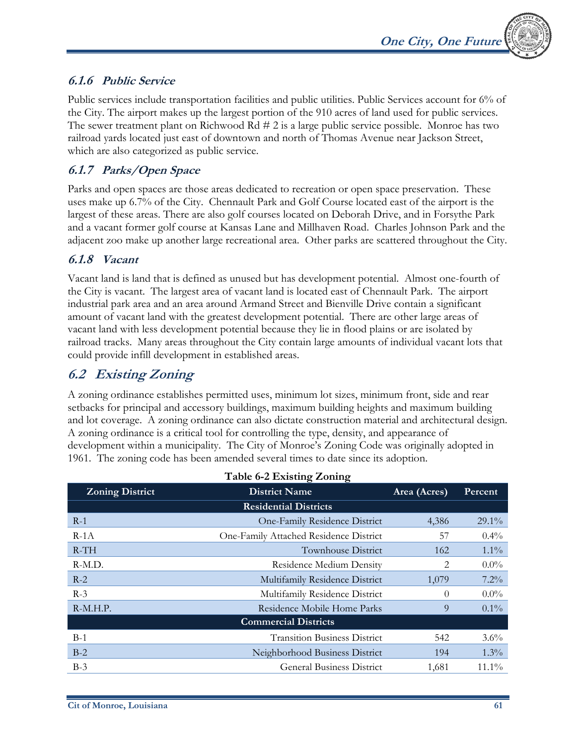### 6.1.6 Public Service

Public services include transportation facilities and public utilities. Public Services account for 6% of the City. The airport makes up the largest portion of the 910 acres of land used for public services. The sewer treatment plant on Richwood Rd # 2 is a large public service possible. Monroe has two railroad yards located just east of downtown and north of Thomas Avenue near Jackson Street, which are also categorized as public service.

### 6.1.7 Parks/Open Space

Parks and open spaces are those areas dedicated to recreation or open space preservation. These uses make up 6.7% of the City. Chennault Park and Golf Course located east of the airport is the largest of these areas. There are also golf courses located on Deborah Drive, and in Forsythe Park and a vacant former golf course at Kansas Lane and Millhaven Road. Charles Johnson Park and the adjacent zoo make up another large recreational area. Other parks are scattered throughout the City.

### 6.1.8 Vacant

Vacant land is land that is defined as unused but has development potential. Almost one-fourth of the City is vacant. The largest area of vacant land is located east of Chennault Park. The airport industrial park area and an area around Armand Street and Bienville Drive contain a significant amount of vacant land with the greatest development potential. There are other large areas of vacant land with less development potential because they lie in flood plains or are isolated by railroad tracks. Many areas throughout the City contain large amounts of individual vacant lots that could provide infill development in established areas.

## 6.2 Existing Zoning

A zoning ordinance establishes permitted uses, minimum lot sizes, minimum front, side and rear setbacks for principal and accessory buildings, maximum building heights and maximum building and lot coverage. A zoning ordinance can also dictate construction material and architectural design. A zoning ordinance is a critical tool for controlling the type, density, and appearance of development within a municipality. The City of Monroe's Zoning Code was originally adopted in 1961. The zoning code has been amended several times to date since its adoption.

**Table 6-2 Existing Zoning**

| Zoning District | District Name | Area (Acres) | Percent |
|---|---|---|---|
| | **Residential Districts** | | |
| R-1 | One-Family Residence District | 4,386 | 29.1% |
| R-1A | One-Family Attached Residence District | 57 | 0.4% |
| R-TH | Townhouse District | 162 | 1.1% |
| R-M.D. | Residence Medium Density | 2 | 0.0% |
| R-2 | Multifamily Residence District | 1,079 | 7.2% |
| R-3 | Multifamily Residence District | 0 | 0.0% |
| R-M.H.P. | Residence Mobile Home Parks | 9 | 0.1% |
| | **Commercial Districts** | | |
| B-1 | Transition Business District | 542 | 3.6% |
| B-2 | Neighborhood Business District | 194 | 1.3% |
| B-3 | General Business District | 1,681 | 11.1% |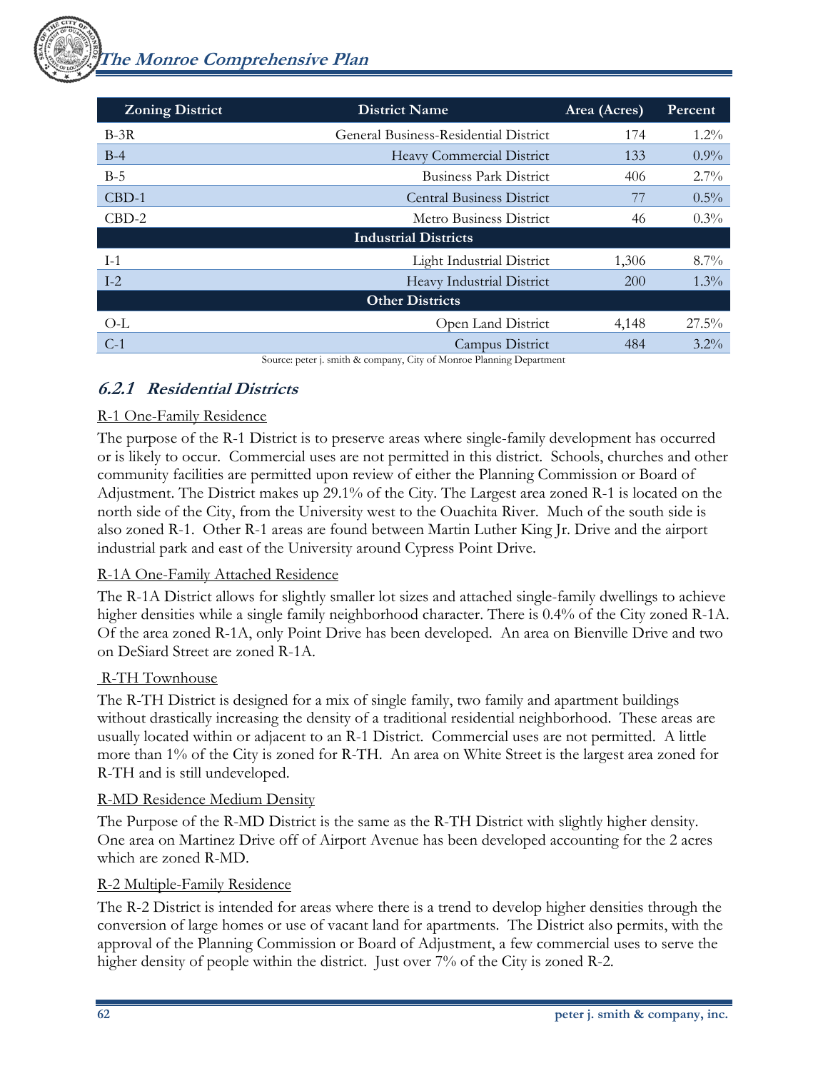| Zoning District | District Name | Area (Acres) | Percent |
|---|---|---|---|
| B-3R | General Business-Residential District | 174 | 1.2% |
| B-4 | Heavy Commercial District | 133 | 0.9% |
| B-5 | Business Park District | 406 | 2.7% |
| CBD-1 | Central Business District | 77 | 0.5% |
| CBD-2 | Metro Business District | 46 | 0.3% |
| **Industrial Districts** | | | |
| I-1 | Light Industrial District | 1,306 | 8.7% |
| I-2 | Heavy Industrial District | 200 | 1.3% |
| **Other Districts** | | | |
| O-L | Open Land District | 4,148 | 27.5% |
| C-1 | Campus District | 484 | 3.2% |

Source: peter j. smith & company, City of Monroe Planning Department

### *6.2.1 Residential Districts*

R-1 One-Family Residence

The purpose of the R-1 District is to preserve areas where single-family development has occurred or is likely to occur. Commercial uses are not permitted in this district. Schools, churches and other community facilities are permitted upon review of either the Planning Commission or Board of Adjustment. The District makes up 29.1% of the City. The Largest area zoned R-1 is located on the north side of the City, from the University west to the Ouachita River. Much of the south side is also zoned R-1. Other R-1 areas are found between Martin Luther King Jr. Drive and the airport industrial park and east of the University around Cypress Point Drive.

R-1A One-Family Attached Residence

The R-1A District allows for slightly smaller lot sizes and attached single-family dwellings to achieve higher densities while a single family neighborhood character. There is 0.4% of the City zoned R-1A. Of the area zoned R-1A, only Point Drive has been developed. An area on Bienville Drive and two on DeSiard Street are zoned R-1A.

R-TH Townhouse

The R-TH District is designed for a mix of single family, two family and apartment buildings without drastically increasing the density of a traditional residential neighborhood. These areas are usually located within or adjacent to an R-1 District. Commercial uses are not permitted. A little more than 1% of the City is zoned for R-TH. An area on White Street is the largest area zoned for R-TH and is still undeveloped.

R-MD Residence Medium Density

The Purpose of the R-MD District is the same as the R-TH District with slightly higher density. One area on Martinez Drive off of Airport Avenue has been developed accounting for the 2 acres which are zoned R-MD.

R-2 Multiple-Family Residence

The R-2 District is intended for areas where there is a trend to develop higher densities through the conversion of large homes or use of vacant land for apartments. The District also permits, with the approval of the Planning Commission or Board of Adjustment, a few commercial uses to serve the higher density of people within the district. Just over 7% of the City is zoned R-2.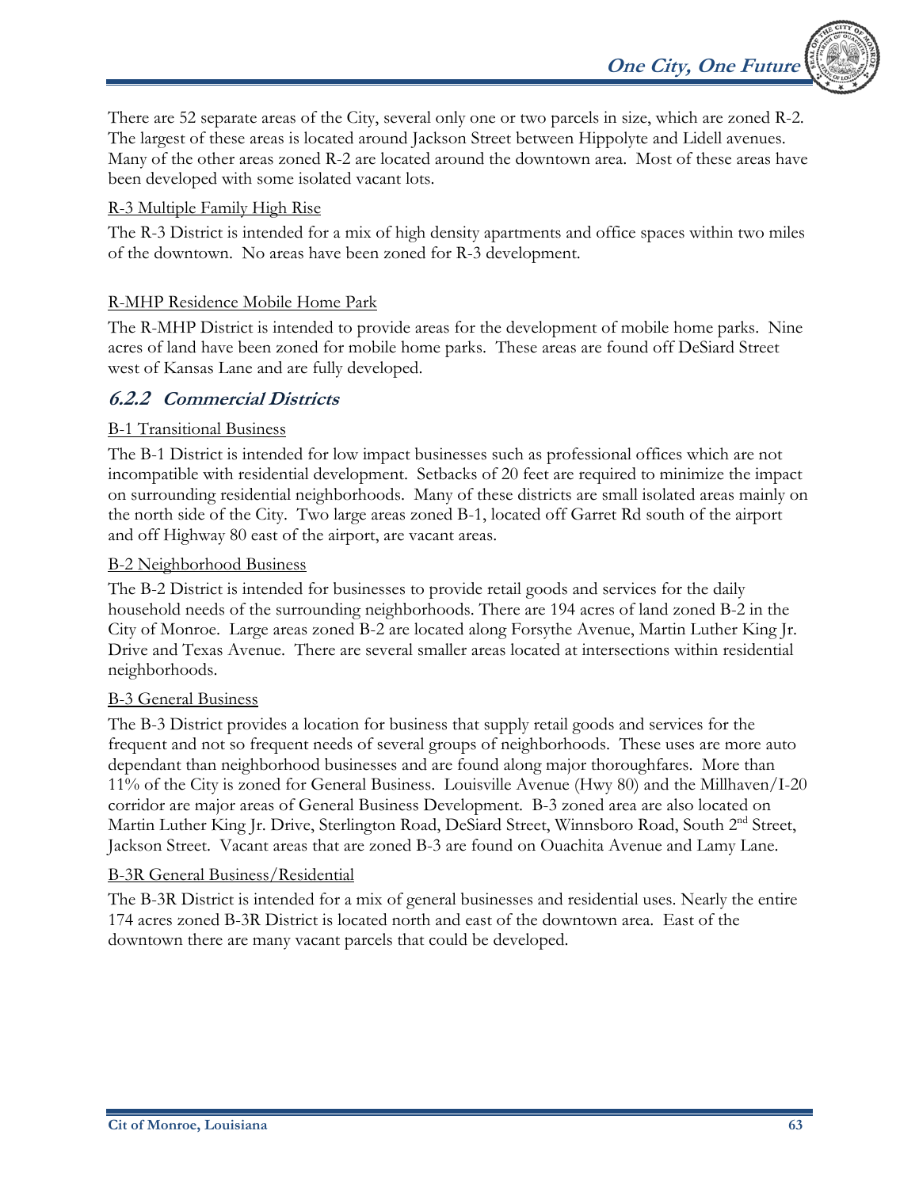There are 52 separate areas of the City, several only one or two parcels in size, which are zoned R-2. The largest of these areas is located around Jackson Street between Hippolyte and Lidell avenues. Many of the other areas zoned R-2 are located around the downtown area. Most of these areas have been developed with some isolated vacant lots.

R-3 Multiple Family High Rise

The R-3 District is intended for a mix of high density apartments and office spaces within two miles of the downtown. No areas have been zoned for R-3 development.

R-MHP Residence Mobile Home Park

The R-MHP District is intended to provide areas for the development of mobile home parks. Nine acres of land have been zoned for mobile home parks. These areas are found off DeSiard Street west of Kansas Lane and are fully developed.

### 6.2.2 Commercial Districts

B-1 Transitional Business

The B-1 District is intended for low impact businesses such as professional offices which are not incompatible with residential development. Setbacks of 20 feet are required to minimize the impact on surrounding residential neighborhoods. Many of these districts are small isolated areas mainly on the north side of the City. Two large areas zoned B-1, located off Garret Rd south of the airport and off Highway 80 east of the airport, are vacant areas.

B-2 Neighborhood Business

The B-2 District is intended for businesses to provide retail goods and services for the daily household needs of the surrounding neighborhoods. There are 194 acres of land zoned B-2 in the City of Monroe. Large areas zoned B-2 are located along Forsythe Avenue, Martin Luther King Jr. Drive and Texas Avenue. There are several smaller areas located at intersections within residential neighborhoods.

B-3 General Business

The B-3 District provides a location for business that supply retail goods and services for the frequent and not so frequent needs of several groups of neighborhoods. These uses are more auto dependant than neighborhood businesses and are found along major thoroughfares. More than 11% of the City is zoned for General Business. Louisville Avenue (Hwy 80) and the Millhaven/I-20 corridor are major areas of General Business Development. B-3 zoned area are also located on Martin Luther King Jr. Drive, Sterlington Road, DeSiard Street, Winnsboro Road, South 2nd Street, Jackson Street. Vacant areas that are zoned B-3 are found on Ouachita Avenue and Lamy Lane.

B-3R General Business/Residential

The B-3R District is intended for a mix of general businesses and residential uses. Nearly the entire 174 acres zoned B-3R District is located north and east of the downtown area. East of the downtown there are many vacant parcels that could be developed.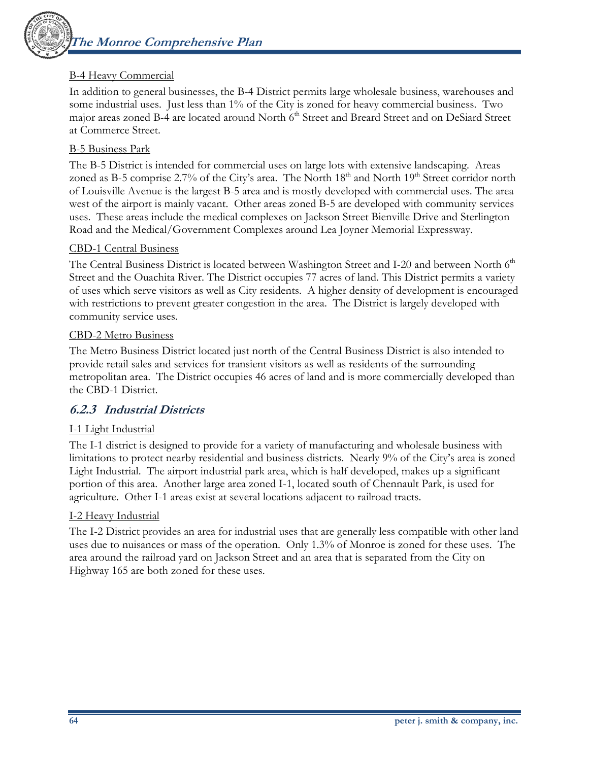B-4 Heavy Commercial

In addition to general businesses, the B-4 District permits large wholesale business, warehouses and some industrial uses. Just less than 1% of the City is zoned for heavy commercial business. Two major areas zoned B-4 are located around North 6th Street and Breard Street and on DeSiard Street at Commerce Street.

B-5 Business Park

The B-5 District is intended for commercial uses on large lots with extensive landscaping. Areas zoned as B-5 comprise 2.7% of the City's area. The North 18th and North 19th Street corridor north of Louisville Avenue is the largest B-5 area and is mostly developed with commercial uses. The area west of the airport is mainly vacant. Other areas zoned B-5 are developed with community services uses. These areas include the medical complexes on Jackson Street Bienville Drive and Sterlington Road and the Medical/Government Complexes around Lea Joyner Memorial Expressway.

CBD-1 Central Business

The Central Business District is located between Washington Street and I-20 and between North 6th Street and the Ouachita River. The District occupies 77 acres of land. This District permits a variety of uses which serve visitors as well as City residents. A higher density of development is encouraged with restrictions to prevent greater congestion in the area. The District is largely developed with community service uses.

CBD-2 Metro Business

The Metro Business District located just north of the Central Business District is also intended to provide retail sales and services for transient visitors as well as residents of the surrounding metropolitan area. The District occupies 46 acres of land and is more commercially developed than the CBD-1 District.

### *6.2.3 Industrial Districts*

I-1 Light Industrial

The I-1 district is designed to provide for a variety of manufacturing and wholesale business with limitations to protect nearby residential and business districts. Nearly 9% of the City's area is zoned Light Industrial. The airport industrial park area, which is half developed, makes up a significant portion of this area. Another large area zoned I-1, located south of Chennault Park, is used for agriculture. Other I-1 areas exist at several locations adjacent to railroad tracts.

I-2 Heavy Industrial

The I-2 District provides an area for industrial uses that are generally less compatible with other land uses due to nuisances or mass of the operation. Only 1.3% of Monroe is zoned for these uses. The area around the railroad yard on Jackson Street and an area that is separated from the City on Highway 165 are both zoned for these uses.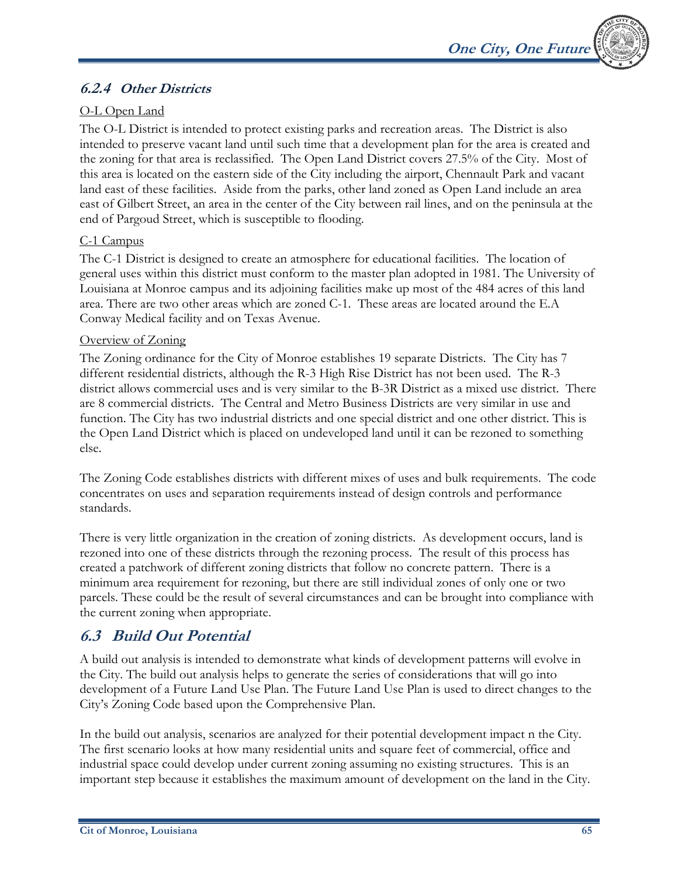### *6.2.4 Other Districts*

O-L Open Land

The O-L District is intended to protect existing parks and recreation areas. The District is also intended to preserve vacant land until such time that a development plan for the area is created and the zoning for that area is reclassified. The Open Land District covers 27.5% of the City. Most of this area is located on the eastern side of the City including the airport, Chennault Park and vacant land east of these facilities. Aside from the parks, other land zoned as Open Land include an area east of Gilbert Street, an area in the center of the City between rail lines, and on the peninsula at the end of Pargoud Street, which is susceptible to flooding.

C-1 Campus

The C-1 District is designed to create an atmosphere for educational facilities. The location of general uses within this district must conform to the master plan adopted in 1981. The University of Louisiana at Monroe campus and its adjoining facilities make up most of the 484 acres of this land area. There are two other areas which are zoned C-1. These areas are located around the E.A Conway Medical facility and on Texas Avenue.

Overview of Zoning

The Zoning ordinance for the City of Monroe establishes 19 separate Districts. The City has 7 different residential districts, although the R-3 High Rise District has not been used. The R-3 district allows commercial uses and is very similar to the B-3R District as a mixed use district. There are 8 commercial districts. The Central and Metro Business Districts are very similar in use and function. The City has two industrial districts and one special district and one other district. This is the Open Land District which is placed on undeveloped land until it can be rezoned to something else.

The Zoning Code establishes districts with different mixes of uses and bulk requirements. The code concentrates on uses and separation requirements instead of design controls and performance standards.

There is very little organization in the creation of zoning districts. As development occurs, land is rezoned into one of these districts through the rezoning process. The result of this process has created a patchwork of different zoning districts that follow no concrete pattern. There is a minimum area requirement for rezoning, but there are still individual zones of only one or two parcels. These could be the result of several circumstances and can be brought into compliance with the current zoning when appropriate.

## *6.3 Build Out Potential*

A build out analysis is intended to demonstrate what kinds of development patterns will evolve in the City. The build out analysis helps to generate the series of considerations that will go into development of a Future Land Use Plan. The Future Land Use Plan is used to direct changes to the City's Zoning Code based upon the Comprehensive Plan.

In the build out analysis, scenarios are analyzed for their potential development impact n the City. The first scenario looks at how many residential units and square feet of commercial, office and industrial space could develop under current zoning assuming no existing structures. This is an important step because it establishes the maximum amount of development on the land in the City.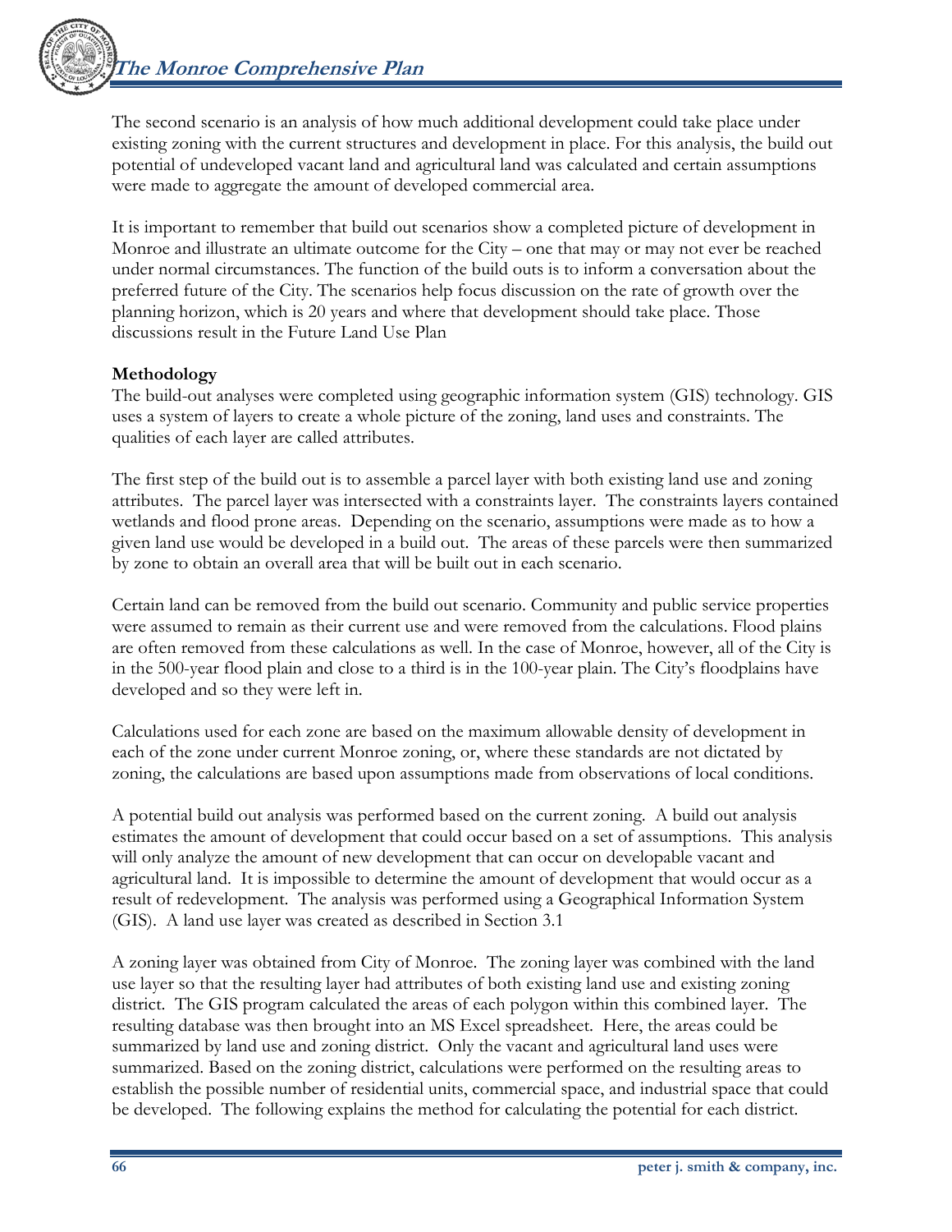The second scenario is an analysis of how much additional development could take place under existing zoning with the current structures and development in place. For this analysis, the build out potential of undeveloped vacant land and agricultural land was calculated and certain assumptions were made to aggregate the amount of developed commercial area.

It is important to remember that build out scenarios show a completed picture of development in Monroe and illustrate an ultimate outcome for the City – one that may or may not ever be reached under normal circumstances. The function of the build outs is to inform a conversation about the preferred future of the City. The scenarios help focus discussion on the rate of growth over the planning horizon, which is 20 years and where that development should take place. Those discussions result in the Future Land Use Plan

**Methodology**

The build-out analyses were completed using geographic information system (GIS) technology. GIS uses a system of layers to create a whole picture of the zoning, land uses and constraints. The qualities of each layer are called attributes.

The first step of the build out is to assemble a parcel layer with both existing land use and zoning attributes. The parcel layer was intersected with a constraints layer. The constraints layers contained wetlands and flood prone areas. Depending on the scenario, assumptions were made as to how a given land use would be developed in a build out. The areas of these parcels were then summarized by zone to obtain an overall area that will be built out in each scenario.

Certain land can be removed from the build out scenario. Community and public service properties were assumed to remain as their current use and were removed from the calculations. Flood plains are often removed from these calculations as well. In the case of Monroe, however, all of the City is in the 500-year flood plain and close to a third is in the 100-year plain. The City's floodplains have developed and so they were left in.

Calculations used for each zone are based on the maximum allowable density of development in each of the zone under current Monroe zoning, or, where these standards are not dictated by zoning, the calculations are based upon assumptions made from observations of local conditions.

A potential build out analysis was performed based on the current zoning. A build out analysis estimates the amount of development that could occur based on a set of assumptions. This analysis will only analyze the amount of new development that can occur on developable vacant and agricultural land. It is impossible to determine the amount of development that would occur as a result of redevelopment. The analysis was performed using a Geographical Information System (GIS). A land use layer was created as described in Section 3.1

A zoning layer was obtained from City of Monroe. The zoning layer was combined with the land use layer so that the resulting layer had attributes of both existing land use and existing zoning district. The GIS program calculated the areas of each polygon within this combined layer. The resulting database was then brought into an MS Excel spreadsheet. Here, the areas could be summarized by land use and zoning district. Only the vacant and agricultural land uses were summarized. Based on the zoning district, calculations were performed on the resulting areas to establish the possible number of residential units, commercial space, and industrial space that could be developed. The following explains the method for calculating the potential for each district.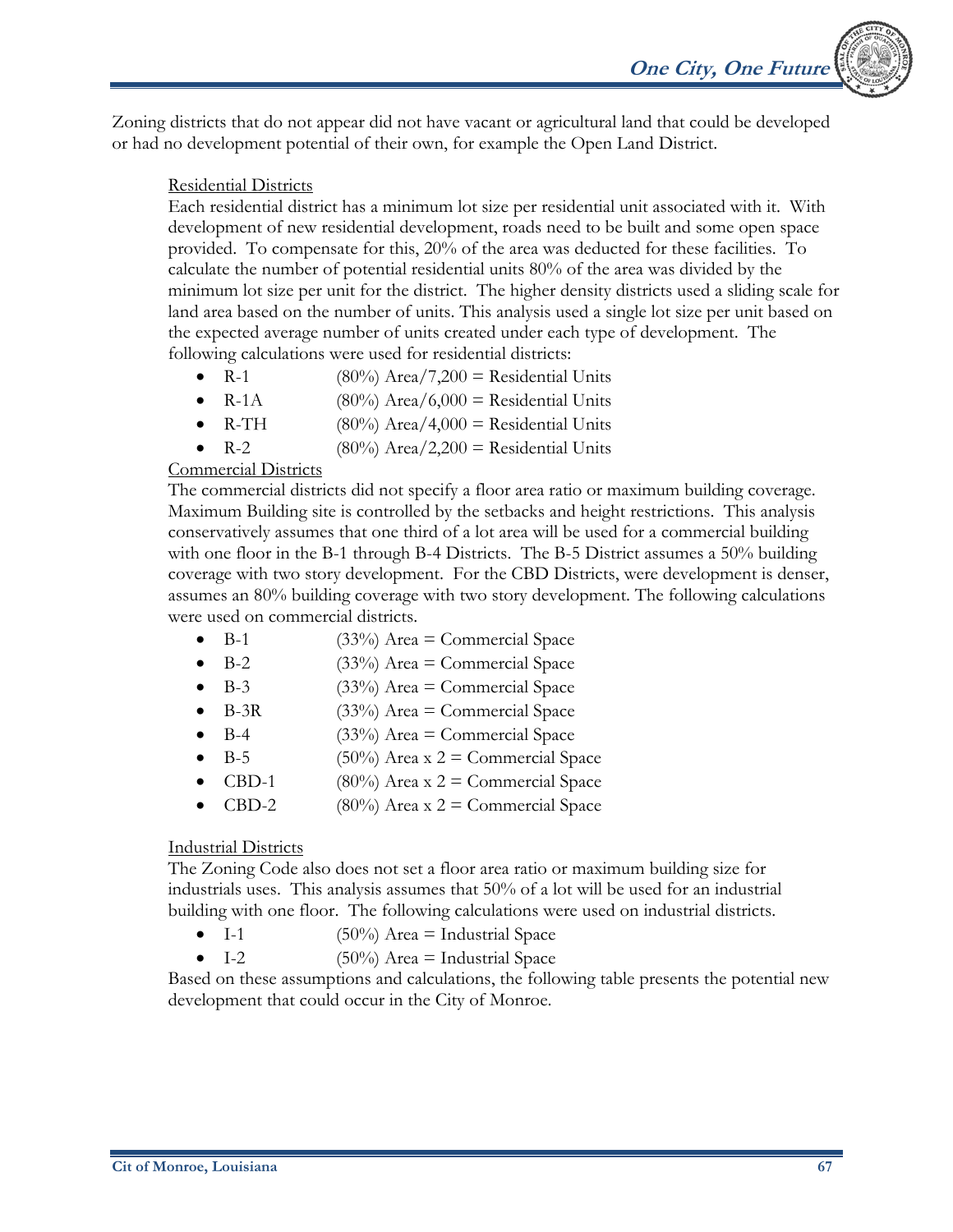Zoning districts that do not appear did not have vacant or agricultural land that could be developed or had no development potential of their own, for example the Open Land District.

Residential Districts

Each residential district has a minimum lot size per residential unit associated with it. With development of new residential development, roads need to be built and some open space provided. To compensate for this, 20% of the area was deducted for these facilities. To calculate the number of potential residential units 80% of the area was divided by the minimum lot size per unit for the district. The higher density districts used a sliding scale for land area based on the number of units. This analysis used a single lot size per unit based on the expected average number of units created under each type of development. The following calculations were used for residential districts:

- R-1 (80%) Area/7,200 = Residential Units
- R-1A (80%) Area/6,000 = Residential Units
- R-TH (80%) Area/4,000 = Residential Units
- R-2 (80%) Area/2,200 = Residential Units

Commercial Districts

The commercial districts did not specify a floor area ratio or maximum building coverage. Maximum Building site is controlled by the setbacks and height restrictions. This analysis conservatively assumes that one third of a lot area will be used for a commercial building with one floor in the B-1 through B-4 Districts. The B-5 District assumes a 50% building coverage with two story development. For the CBD Districts, were development is denser, assumes an 80% building coverage with two story development. The following calculations were used on commercial districts.

- B-1 (33%) Area = Commercial Space
- B-2 (33%) Area = Commercial Space
- B-3 (33%) Area = Commercial Space
- B-3R (33%) Area = Commercial Space
- B-4 (33%) Area = Commercial Space
- B-5 (50%) Area x 2 = Commercial Space
- CBD-1 (80%) Area x 2 = Commercial Space
- CBD-2 (80%) Area x 2 = Commercial Space

Industrial Districts

The Zoning Code also does not set a floor area ratio or maximum building size for industrials uses. This analysis assumes that 50% of a lot will be used for an industrial building with one floor. The following calculations were used on industrial districts.

- I-1 (50%) Area = Industrial Space
- I-2 (50%) Area = Industrial Space

Based on these assumptions and calculations, the following table presents the potential new development that could occur in the City of Monroe.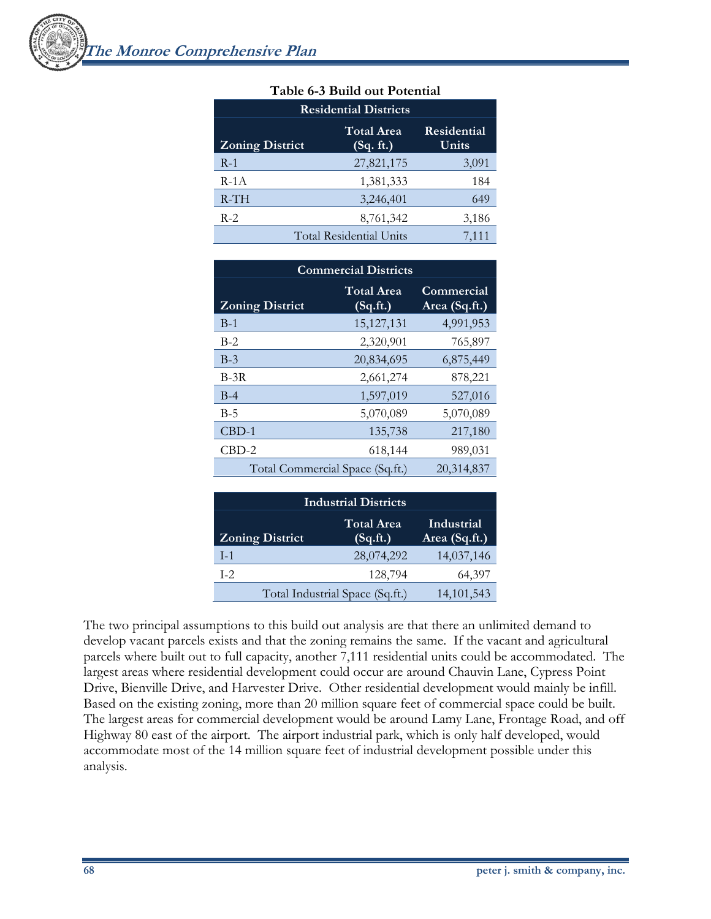**Table 6-3 Build out Potential**

| Residential Districts | | |
|---|---|---|
| **Zoning District** | **Total Area (Sq. ft.)** | **Residential Units** |
| R-1 | 27,821,175 | 3,091 |
| R-1A | 1,381,333 | 184 |
| R-TH | 3,246,401 | 649 |
| R-2 | 8,761,342 | 3,186 |
| | Total Residential Units | 7,111 |

| Commercial Districts | | |
|---|---|---|
| **Zoning District** | **Total Area (Sq.ft.)** | **Commercial Area (Sq.ft.)** |
| B-1 | 15,127,131 | 4,991,953 |
| B-2 | 2,320,901 | 765,897 |
| B-3 | 20,834,695 | 6,875,449 |
| B-3R | 2,661,274 | 878,221 |
| B-4 | 1,597,019 | 527,016 |
| B-5 | 5,070,089 | 5,070,089 |
| CBD-1 | 135,738 | 217,180 |
| CBD-2 | 618,144 | 989,031 |
| | Total Commercial Space (Sq.ft.) | 20,314,837 |

| Industrial Districts | | |
|---|---|---|
| **Zoning District** | **Total Area (Sq.ft.)** | **Industrial Area (Sq.ft.)** |
| I-1 | 28,074,292 | 14,037,146 |
| I-2 | 128,794 | 64,397 |
| | Total Industrial Space (Sq.ft.) | 14,101,543 |

The two principal assumptions to this build out analysis are that there an unlimited demand to develop vacant parcels exists and that the zoning remains the same. If the vacant and agricultural parcels where built out to full capacity, another 7,111 residential units could be accommodated. The largest areas where residential development could occur are around Chauvin Lane, Cypress Point Drive, Bienville Drive, and Harvester Drive. Other residential development would mainly be infill. Based on the existing zoning, more than 20 million square feet of commercial space could be built. The largest areas for commercial development would be around Lamy Lane, Frontage Road, and off Highway 80 east of the airport. The airport industrial park, which is only half developed, would accommodate most of the 14 million square feet of industrial development possible under this analysis.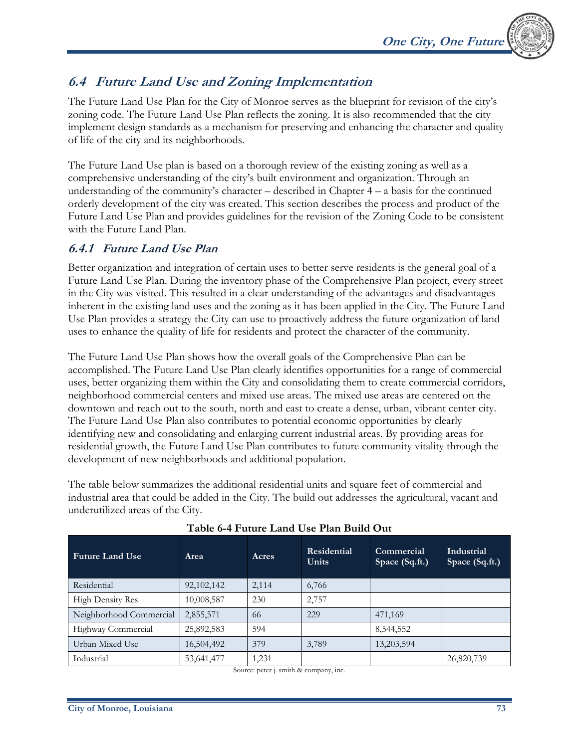## *6.4 Future Land Use and Zoning Implementation*

The Future Land Use Plan for the City of Monroe serves as the blueprint for revision of the city's zoning code. The Future Land Use Plan reflects the zoning. It is also recommended that the city implement design standards as a mechanism for preserving and enhancing the character and quality of life of the city and its neighborhoods.

The Future Land Use plan is based on a thorough review of the existing zoning as well as a comprehensive understanding of the city's built environment and organization. Through an understanding of the community's character – described in Chapter 4 – a basis for the continued orderly development of the city was created. This section describes the process and product of the Future Land Use Plan and provides guidelines for the revision of the Zoning Code to be consistent with the Future Land Plan.

### *6.4.1 Future Land Use Plan*

Better organization and integration of certain uses to better serve residents is the general goal of a Future Land Use Plan. During the inventory phase of the Comprehensive Plan project, every street in the City was visited. This resulted in a clear understanding of the advantages and disadvantages inherent in the existing land uses and the zoning as it has been applied in the City. The Future Land Use Plan provides a strategy the City can use to proactively address the future organization of land uses to enhance the quality of life for residents and protect the character of the community.

The Future Land Use Plan shows how the overall goals of the Comprehensive Plan can be accomplished. The Future Land Use Plan clearly identifies opportunities for a range of commercial uses, better organizing them within the City and consolidating them to create commercial corridors, neighborhood commercial centers and mixed use areas. The mixed use areas are centered on the downtown and reach out to the south, north and east to create a dense, urban, vibrant center city. The Future Land Use Plan also contributes to potential economic opportunities by clearly identifying new and consolidating and enlarging current industrial areas. By providing areas for residential growth, the Future Land Use Plan contributes to future community vitality through the development of new neighborhoods and additional population.

The table below summarizes the additional residential units and square feet of commercial and industrial area that could be added in the City. The build out addresses the agricultural, vacant and underutilized areas of the City.

**Table 6-4 Future Land Use Plan Build Out**

| Future Land Use | Area | Acres | Residential Units | Commercial Space (Sq.ft.) | Industrial Space (Sq.ft.) |
|---|---|---|---|---|---|
| Residential | 92,102,142 | 2,114 | 6,766 | | |
| High Density Res | 10,008,587 | 230 | 2,757 | | |
| Neighborhood Commercial | 2,855,571 | 66 | 229 | 471,169 | |
| Highway Commercial | 25,892,583 | 594 | | 8,544,552 | |
| Urban Mixed Use | 16,504,492 | 379 | 3,789 | 13,203,594 | |
| Industrial | 53,641,477 | 1,231 | | | 26,820,739 |

Source: peter j. smith & company, inc.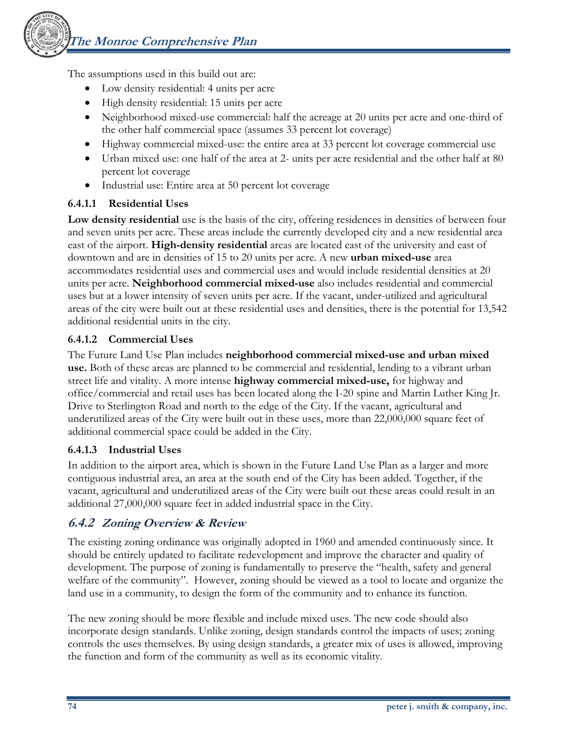The assumptions used in this build out are:

- Low density residential: 4 units per acre
- High density residential: 15 units per acre
- Neighborhood mixed-use commercial: half the acreage at 20 units per acre and one-third of the other half commercial space (assumes 33 percent lot coverage)
- Highway commercial mixed-use: the entire area at 33 percent lot coverage commercial use
- Urban mixed use: one half of the area at 2- units per acre residential and the other half at 80 percent lot coverage
- Industrial use: Entire area at 50 percent lot coverage

#### 6.4.1.1 Residential Uses

**Low density residential** use is the basis of the city, offering residences in densities of between four and seven units per acre. These areas include the currently developed city and a new residential area east of the airport. **High-density residential** areas are located east of the university and east of downtown and are in densities of 15 to 20 units per acre. A new **urban mixed-use** area accommodates residential uses and commercial uses and would include residential densities at 20 units per acre. **Neighborhood commercial mixed-use** also includes residential and commercial uses but at a lower intensity of seven units per acre. If the vacant, under-utilized and agricultural areas of the city were built out at these residential uses and densities, there is the potential for 13,542 additional residential units in the city.

#### 6.4.1.2 Commercial Uses

The Future Land Use Plan includes **neighborhood commercial mixed-use and urban mixed use.** Both of these areas are planned to be commercial and residential, lending to a vibrant urban street life and vitality. A more intense **highway commercial mixed-use,** for highway and office/commercial and retail uses has been located along the I-20 spine and Martin Luther King Jr. Drive to Sterlington Road and north to the edge of the City. If the vacant, agricultural and underutilized areas of the City were built out in these uses, more than 22,000,000 square feet of additional commercial space could be added in the City.

#### 6.4.1.3 Industrial Uses

In addition to the airport area, which is shown in the Future Land Use Plan as a larger and more contiguous industrial area, an area at the south end of the City has been added. Together, if the vacant, agricultural and underutilized areas of the City were built out these areas could result in an additional 27,000,000 square feet in added industrial space in the City.

### *6.4.2 Zoning Overview & Review*

The existing zoning ordinance was originally adopted in 1960 and amended continuously since. It should be entirely updated to facilitate redevelopment and improve the character and quality of development. The purpose of zoning is fundamentally to preserve the "health, safety and general welfare of the community". However, zoning should be viewed as a tool to locate and organize the land use in a community, to design the form of the community and to enhance its function.

The new zoning should be more flexible and include mixed uses. The new code should also incorporate design standards. Unlike zoning, design standards control the impacts of uses; zoning controls the uses themselves. By using design standards, a greater mix of uses is allowed, improving the function and form of the community as well as its economic vitality.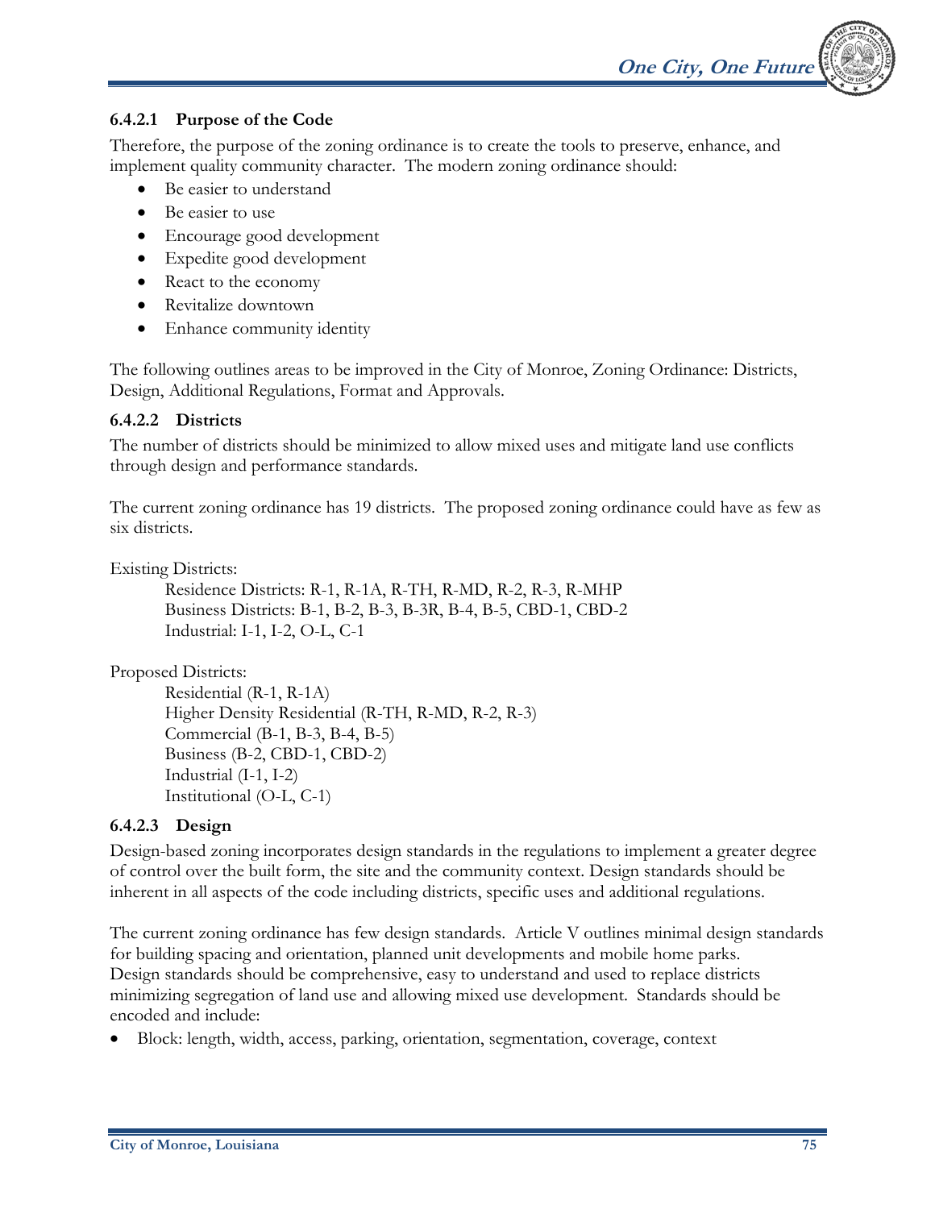#### 6.4.2.1 Purpose of the Code

Therefore, the purpose of the zoning ordinance is to create the tools to preserve, enhance, and implement quality community character. The modern zoning ordinance should:

- Be easier to understand
- Be easier to use
- Encourage good development
- Expedite good development
- React to the economy
- Revitalize downtown
- Enhance community identity

The following outlines areas to be improved in the City of Monroe, Zoning Ordinance: Districts, Design, Additional Regulations, Format and Approvals.

#### 6.4.2.2 Districts

The number of districts should be minimized to allow mixed uses and mitigate land use conflicts through design and performance standards.

The current zoning ordinance has 19 districts. The proposed zoning ordinance could have as few as six districts.

Existing Districts:

Residence Districts: R-1, R-1A, R-TH, R-MD, R-2, R-3, R-MHP
Business Districts: B-1, B-2, B-3, B-3R, B-4, B-5, CBD-1, CBD-2
Industrial: I-1, I-2, O-L, C-1

Proposed Districts:

Residential (R-1, R-1A)
Higher Density Residential (R-TH, R-MD, R-2, R-3)
Commercial (B-1, B-3, B-4, B-5)
Business (B-2, CBD-1, CBD-2)
Industrial (I-1, I-2)
Institutional (O-L, C-1)

#### 6.4.2.3 Design

Design-based zoning incorporates design standards in the regulations to implement a greater degree of control over the built form, the site and the community context. Design standards should be inherent in all aspects of the code including districts, specific uses and additional regulations.

The current zoning ordinance has few design standards. Article V outlines minimal design standards for building spacing and orientation, planned unit developments and mobile home parks. Design standards should be comprehensive, easy to understand and used to replace districts minimizing segregation of land use and allowing mixed use development. Standards should be encoded and include:

- Block: length, width, access, parking, orientation, segmentation, coverage, context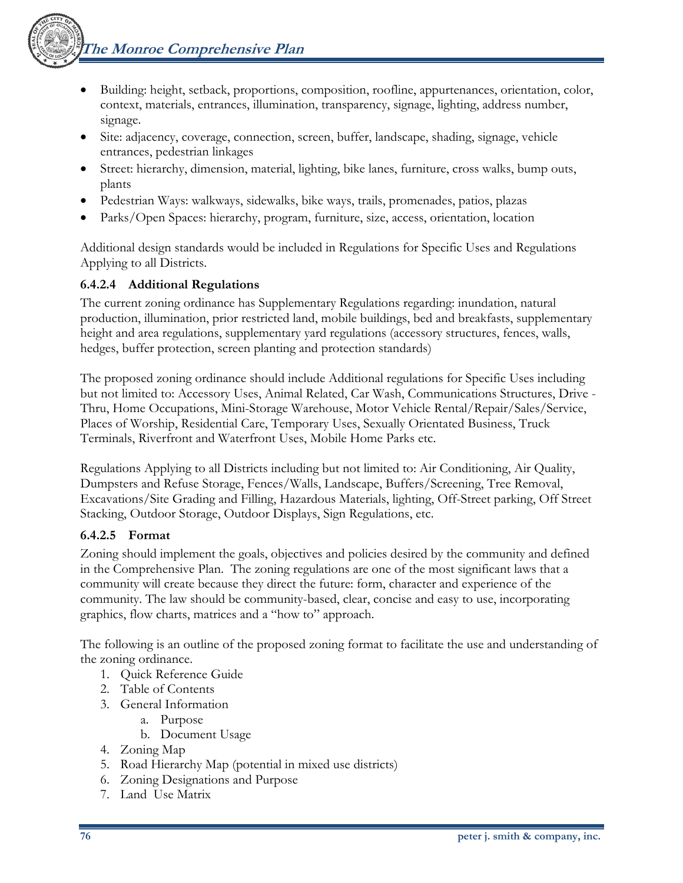- Building: height, setback, proportions, composition, roofline, appurtenances, orientation, color, context, materials, entrances, illumination, transparency, signage, lighting, address number, signage.
- Site: adjacency, coverage, connection, screen, buffer, landscape, shading, signage, vehicle entrances, pedestrian linkages
- Street: hierarchy, dimension, material, lighting, bike lanes, furniture, cross walks, bump outs, plants
- Pedestrian Ways: walkways, sidewalks, bike ways, trails, promenades, patios, plazas
- Parks/Open Spaces: hierarchy, program, furniture, size, access, orientation, location

Additional design standards would be included in Regulations for Specific Uses and Regulations Applying to all Districts.

#### 6.4.2.4 Additional Regulations

The current zoning ordinance has Supplementary Regulations regarding: inundation, natural production, illumination, prior restricted land, mobile buildings, bed and breakfasts, supplementary height and area regulations, supplementary yard regulations (accessory structures, fences, walls, hedges, buffer protection, screen planting and protection standards)

The proposed zoning ordinance should include Additional regulations for Specific Uses including but not limited to: Accessory Uses, Animal Related, Car Wash, Communications Structures, Drive - Thru, Home Occupations, Mini-Storage Warehouse, Motor Vehicle Rental/Repair/Sales/Service, Places of Worship, Residential Care, Temporary Uses, Sexually Orientated Business, Truck Terminals, Riverfront and Waterfront Uses, Mobile Home Parks etc.

Regulations Applying to all Districts including but not limited to: Air Conditioning, Air Quality, Dumpsters and Refuse Storage, Fences/Walls, Landscape, Buffers/Screening, Tree Removal, Excavations/Site Grading and Filling, Hazardous Materials, lighting, Off-Street parking, Off Street Stacking, Outdoor Storage, Outdoor Displays, Sign Regulations, etc.

#### 6.4.2.5 Format

Zoning should implement the goals, objectives and policies desired by the community and defined in the Comprehensive Plan. The zoning regulations are one of the most significant laws that a community will create because they direct the future: form, character and experience of the community. The law should be community-based, clear, concise and easy to use, incorporating graphics, flow charts, matrices and a "how to" approach.

The following is an outline of the proposed zoning format to facilitate the use and understanding of the zoning ordinance.

1. Quick Reference Guide
2. Table of Contents
3. General Information
   a. Purpose
   b. Document Usage
4. Zoning Map
5. Road Hierarchy Map (potential in mixed use districts)
6. Zoning Designations and Purpose
7. Land Use Matrix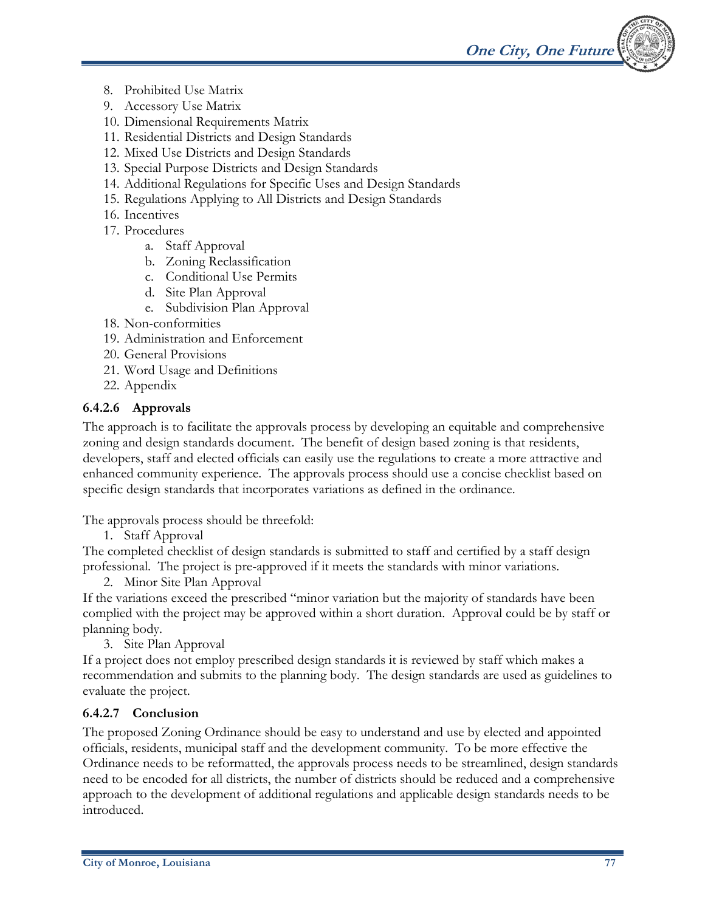8. Prohibited Use Matrix
9. Accessory Use Matrix
10. Dimensional Requirements Matrix
11. Residential Districts and Design Standards
12. Mixed Use Districts and Design Standards
13. Special Purpose Districts and Design Standards
14. Additional Regulations for Specific Uses and Design Standards
15. Regulations Applying to All Districts and Design Standards
16. Incentives
17. Procedures
    a. Staff Approval
    b. Zoning Reclassification
    c. Conditional Use Permits
    d. Site Plan Approval
    e. Subdivision Plan Approval
18. Non-conformities
19. Administration and Enforcement
20. General Provisions
21. Word Usage and Definitions
22. Appendix

#### 6.4.2.6 Approvals

The approach is to facilitate the approvals process by developing an equitable and comprehensive zoning and design standards document. The benefit of design based zoning is that residents, developers, staff and elected officials can easily use the regulations to create a more attractive and enhanced community experience. The approvals process should use a concise checklist based on specific design standards that incorporates variations as defined in the ordinance.

The approvals process should be threefold:

1. Staff Approval

The completed checklist of design standards is submitted to staff and certified by a staff design professional. The project is pre-approved if it meets the standards with minor variations.

2. Minor Site Plan Approval

If the variations exceed the prescribed "minor variation but the majority of standards have been complied with the project may be approved within a short duration. Approval could be by staff or planning body.

3. Site Plan Approval

If a project does not employ prescribed design standards it is reviewed by staff which makes a recommendation and submits to the planning body. The design standards are used as guidelines to evaluate the project.

#### 6.4.2.7 Conclusion

The proposed Zoning Ordinance should be easy to understand and use by elected and appointed officials, residents, municipal staff and the development community. To be more effective the Ordinance needs to be reformatted, the approvals process needs to be streamlined, design standards need to be encoded for all districts, the number of districts should be reduced and a comprehensive approach to the development of additional regulations and applicable design standards needs to be introduced.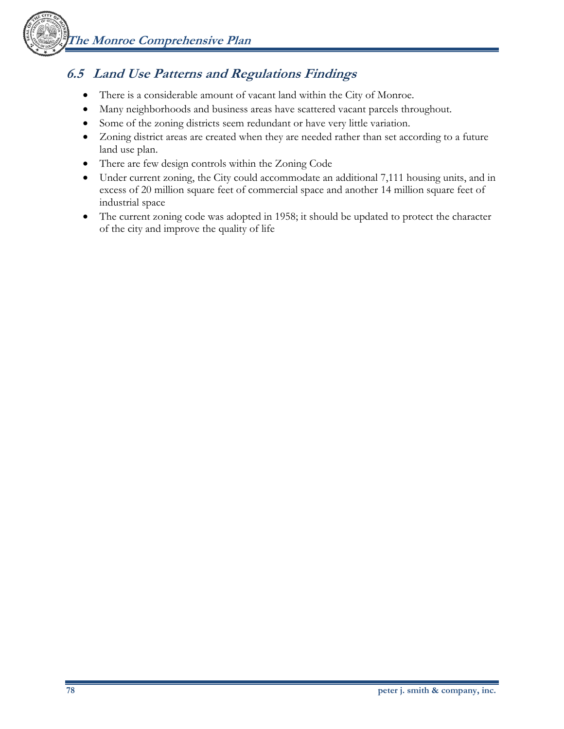## 6.5 Land Use Patterns and Regulations Findings

- There is a considerable amount of vacant land within the City of Monroe.
- Many neighborhoods and business areas have scattered vacant parcels throughout.
- Some of the zoning districts seem redundant or have very little variation.
- Zoning district areas are created when they are needed rather than set according to a future land use plan.
- There are few design controls within the Zoning Code
- Under current zoning, the City could accommodate an additional 7,111 housing units, and in excess of 20 million square feet of commercial space and another 14 million square feet of industrial space
- The current zoning code was adopted in 1958; it should be updated to protect the character of the city and improve the quality of life